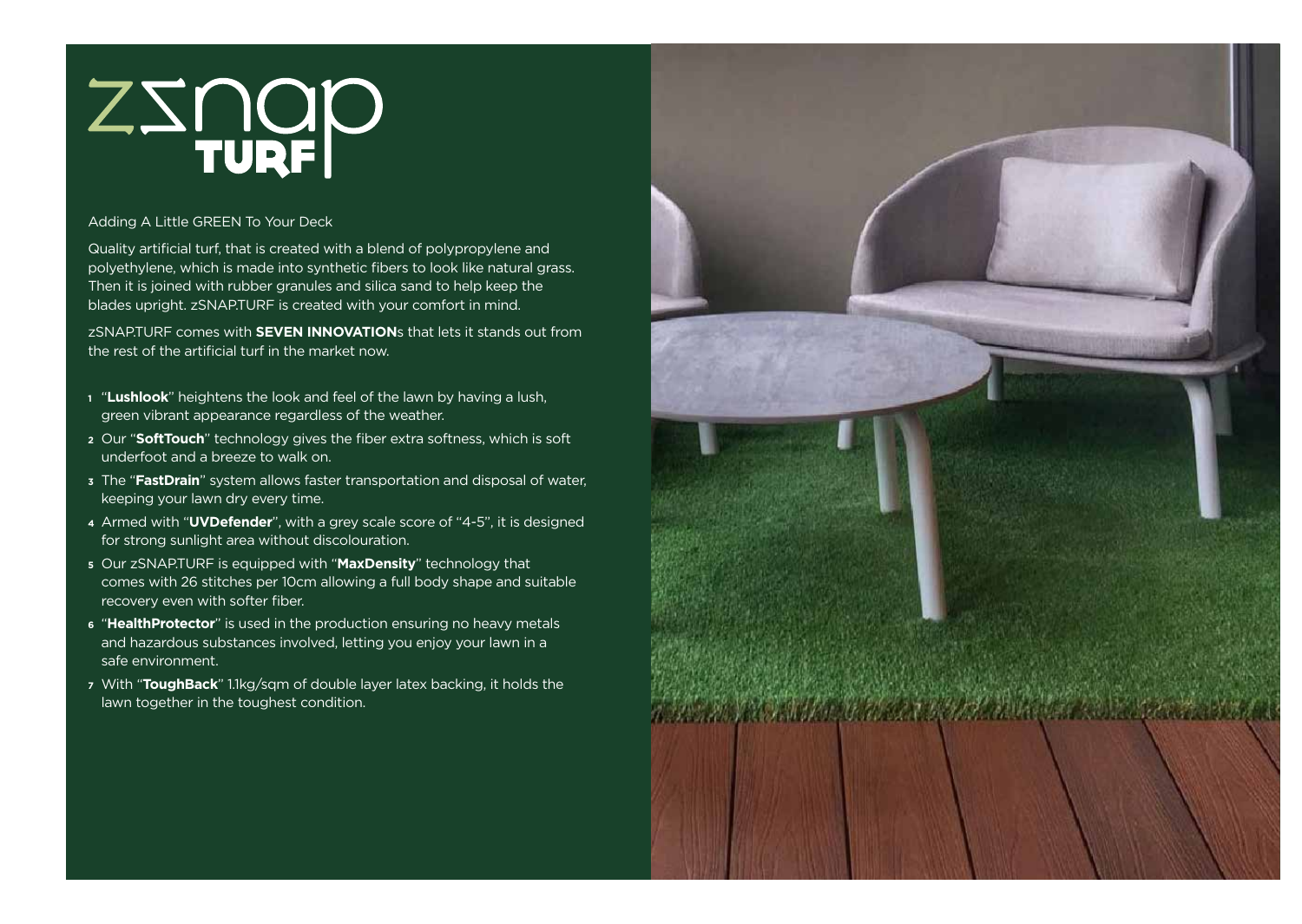# zsnap TURF

Adding A Little GREEN To Your Deck

Quality artificial turf, that is created with a blend of polypropylene and polyethylene, which is made into synthetic fibers to look like natural grass. Then it is joined with rubber granules and silica sand to help keep the blades upright. zSNAP.TURF is created with your comfort in mind.

zSNAP.TURF comes with **SEVEN INNOVATION**s that lets it stands out from the rest of the artificial turf in the market now.

1. "**Lushlook**" heightens the look and feel of the lawn by having a lush, green vibrant appearance regardless of the weather.
2. Our "**SoftTouch**" technology gives the fiber extra softness, which is soft underfoot and a breeze to walk on.
3. The "**FastDrain**" system allows faster transportation and disposal of water, keeping your lawn dry every time.
4. Armed with "**UVDefender**", with a grey scale score of "4-5", it is designed for strong sunlight area without discolouration.
5. Our zSNAP.TURF is equipped with "**MaxDensity**" technology that comes with 26 stitches per 10cm allowing a full body shape and suitable recovery even with softer fiber.
6. "**HealthProtector**" is used in the production ensuring no heavy metals and hazardous substances involved, letting you enjoy your lawn in a safe environment.
7. With "**ToughBack**" 1.1kg/sqm of double layer latex backing, it holds the lawn together in the toughest condition.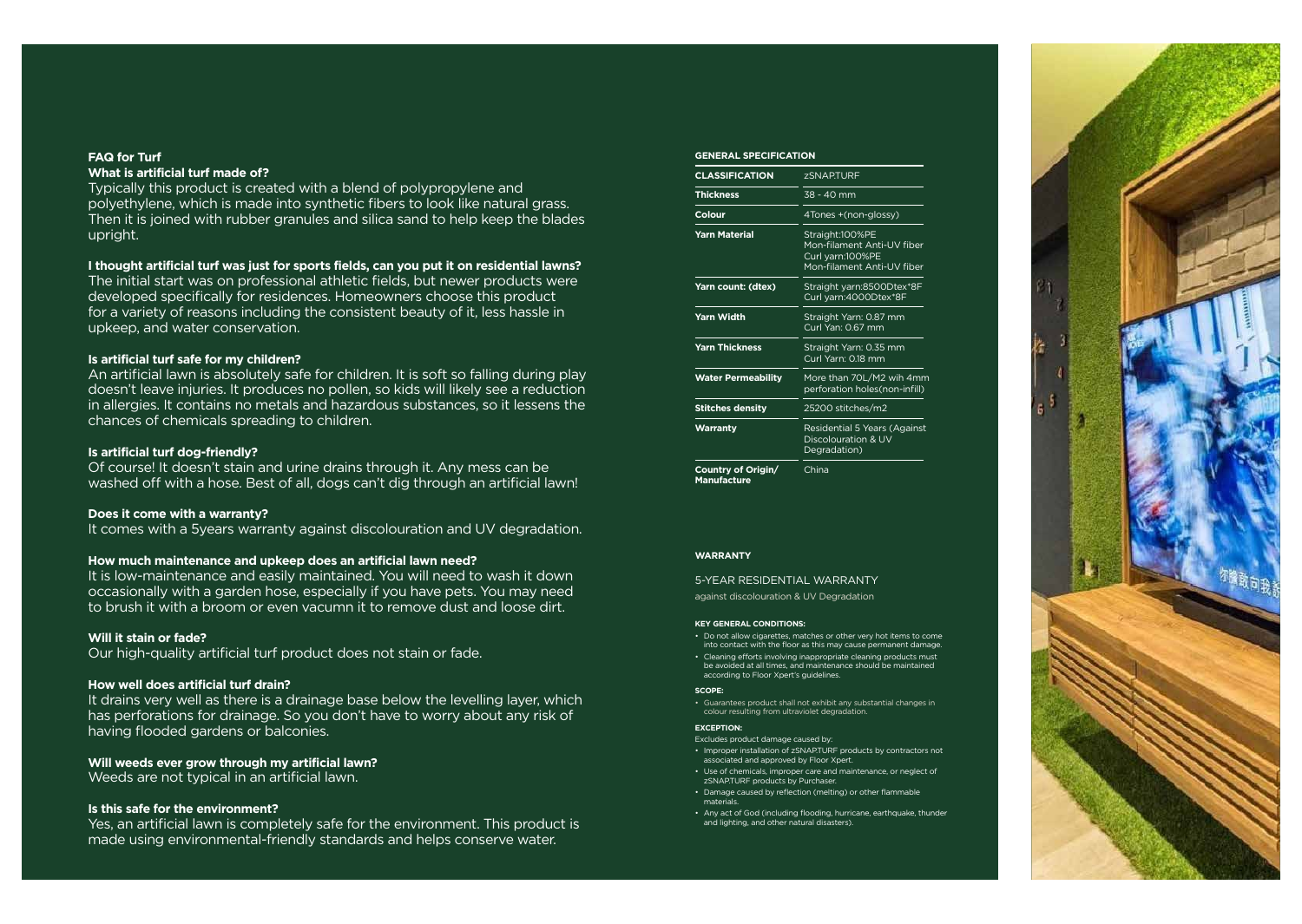## FAQ for Turf

**What is artificial turf made of?**

Typically this product is created with a blend of polypropylene and polyethylene, which is made into synthetic fibers to look like natural grass. Then it is joined with rubber granules and silica sand to help keep the blades upright.

**I thought artificial turf was just for sports fields, can you put it on residential lawns?**

The initial start was on professional athletic fields, but newer products were developed specifically for residences. Homeowners choose this product for a variety of reasons including the consistent beauty of it, less hassle in upkeep, and water conservation.

**Is artificial turf safe for my children?**

An artificial lawn is absolutely safe for children. It is soft so falling during play doesn't leave injuries. It produces no pollen, so kids will likely see a reduction in allergies. It contains no metals and hazardous substances, so it lessens the chances of chemicals spreading to children.

**Is artificial turf dog-friendly?**

Of course! It doesn't stain and urine drains through it. Any mess can be washed off with a hose. Best of all, dogs can't dig through an artificial lawn!

**Does it come with a warranty?**

It comes with a 5years warranty against discolouration and UV degradation.

**How much maintenance and upkeep does an artificial lawn need?**

It is low-maintenance and easily maintained. You will need to wash it down occasionally with a garden hose, especially if you have pets. You may need to brush it with a broom or even vacumn it to remove dust and loose dirt.

**Will it stain or fade?**

Our high-quality artificial turf product does not stain or fade.

**How well does artificial turf drain?**

It drains very well as there is a drainage base below the levelling layer, which has perforations for drainage. So you don't have to worry about any risk of having flooded gardens or balconies.

**Will weeds ever grow through my artificial lawn?**

Weeds are not typical in an artificial lawn.

**Is this safe for the environment?**

Yes, an artificial lawn is completely safe for the environment. This product is made using environmental-friendly standards and helps conserve water.

## GENERAL SPECIFICATION

| CLASSIFICATION | zSNAP.TURF |
|---|---|
| Thickness | 38 - 40 mm |
| Colour | 4Tones +(non-glossy) |
| Yarn Material | Straight:100%PE Mon-filament Anti-UV fiber Curl yarn:100%PE Mon-filament Anti-UV fiber |
| Yarn count: (dtex) | Straight yarn:8500Dtex*8F Curl yarn:4000Dtex*8F |
| Yarn Width | Straight Yarn: 0.87 mm Curl Yan: 0.67 mm |
| Yarn Thickness | Straight Yarn: 0.35 mm Curl Yarn: 0.18 mm |
| Water Permeability | More than 70L/M2 wih 4mm perforation holes(non-infill) |
| Stitches density | 25200 stitches/m2 |
| Warranty | Residential 5 Years (Against Discolouration & UV Degradation) |
| Country of Origin/ Manufacture | China |

## WARRANTY

5-YEAR RESIDENTIAL WARRANTY

against discolouration & UV Degradation

**KEY GENERAL CONDITIONS:**

- Do not allow cigarettes, matches or other very hot items to come into contact with the floor as this may cause permanent damage.
- Cleaning efforts involving inappropriate cleaning products must be avoided at all times, and maintenance should be maintained according to Floor Xpert's guidelines.

**SCOPE:**

- Guarantees product shall not exhibit any substantial changes in colour resulting from ultraviolet degradation.

**EXCEPTION:**

Excludes product damage caused by:

- Improper installation of zSNAP.TURF products by contractors not associated and approved by Floor Xpert.
- Use of chemicals, improper care and maintenance, or neglect of zSNAP.TURF products by Purchaser.
- Damage caused by reflection (melting) or other flammable materials.
- Any act of God (including flooding, hurricane, earthquake, thunder and lighting, and other natural disasters).